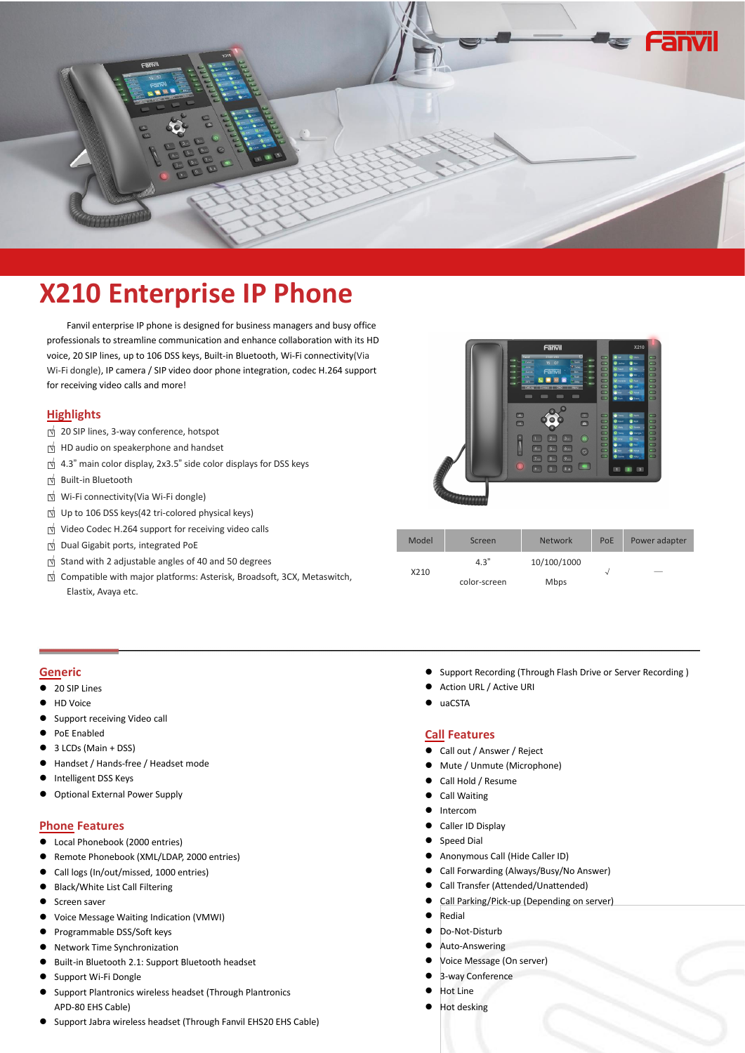# X210 Enterprise IP Phone

Fanvil enterprise IP phone is designed for business managers and busy office professionals to streamline communication and enhance collaboration with its HD voice, 20 SIP lines, up to 106 DSS keys, Built-in Bluetooth, Wi-Fi connectivity(Via Wi-Fi dongle), IP camera / SIP video door phone integration, codec H.264 support for receiving video calls and more!

## Highlights

- 20 SIP lines, 3-way conference, hotspot
- HD audio on speakerphone and handset
- 4.3" main color display, 2x3.5" side color displays for DSS keys
- Built-in Bluetooth
- Wi-Fi connectivity(Via Wi-Fi dongle)
- Up to 106 DSS keys(42 tri-colored physical keys)
- Video Codec H.264 support for receiving video calls
- Dual Gigabit ports, integrated PoE
- Stand with 2 adjustable angles of 40 and 50 degrees
- Compatible with major platforms: Asterisk, Broadsoft, 3CX, Metaswitch, Elastix, Avaya etc.

| Model | Screen | Network | PoE | Power adapter |
|---|---|---|---|---|
| X210 | 4.3" color-screen | 10/100/1000 Mbps | √ | — |

## Generic

- 20 SIP Lines
- HD Voice
- Support receiving Video call
- PoE Enabled
- 3 LCDs (Main + DSS)
- Handset / Hands-free / Headset mode
- Intelligent DSS Keys
- Optional External Power Supply

## Phone Features

- Local Phonebook (2000 entries)
- Remote Phonebook (XML/LDAP, 2000 entries)
- Call logs (In/out/missed, 1000 entries)
- Black/White List Call Filtering
- Screen saver
- Voice Message Waiting Indication (VMWI)
- Programmable DSS/Soft keys
- Network Time Synchronization
- Built-in Bluetooth 2.1: Support Bluetooth headset
- Support Wi-Fi Dongle
- Support Plantronics wireless headset (Through Plantronics APD-80 EHS Cable)
- Support Jabra wireless headset (Through Fanvil EHS20 EHS Cable)
- Support Recording (Through Flash Drive or Server Recording )
- Action URL / Active URI
- uaCSTA

## Call Features

- Call out / Answer / Reject
- Mute / Unmute (Microphone)
- Call Hold / Resume
- Call Waiting
- Intercom
- Caller ID Display
- Speed Dial
- Anonymous Call (Hide Caller ID)
- Call Forwarding (Always/Busy/No Answer)
- Call Transfer (Attended/Unattended)
- Call Parking/Pick-up (Depending on server)
- Redial
- Do-Not-Disturb
- Auto-Answering
- Voice Message (On server)
- 3-way Conference
- Hot Line
- Hot desking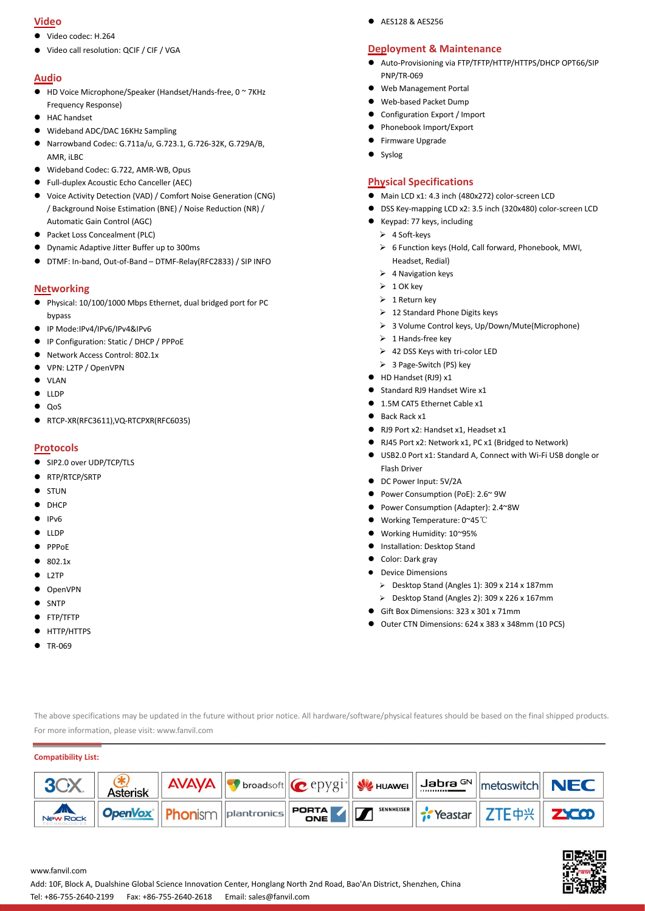## Video

- Video codec: H.264
- Video call resolution: QCIF / CIF / VGA

## Audio

- HD Voice Microphone/Speaker (Handset/Hands-free, 0 ~ 7KHz Frequency Response)
- HAC handset
- Wideband ADC/DAC 16KHz Sampling
- Narrowband Codec: G.711a/u, G.723.1, G.726-32K, G.729A/B, AMR, iLBC
- Wideband Codec: G.722, AMR-WB, Opus
- Full-duplex Acoustic Echo Canceller (AEC)
- Voice Activity Detection (VAD) / Comfort Noise Generation (CNG) / Background Noise Estimation (BNE) / Noise Reduction (NR) / Automatic Gain Control (AGC)
- Packet Loss Concealment (PLC)
- Dynamic Adaptive Jitter Buffer up to 300ms
- DTMF: In-band, Out-of-Band – DTMF-Relay(RFC2833) / SIP INFO

## Networking

- Physical: 10/100/1000 Mbps Ethernet, dual bridged port for PC bypass
- IP Mode:IPv4/IPv6/IPv4&IPv6
- IP Configuration: Static / DHCP / PPPoE
- Network Access Control: 802.1x
- VPN: L2TP / OpenVPN
- VLAN
- LLDP
- QoS
- RTCP-XR(RFC3611),VQ-RTCPXR(RFC6035)

## Protocols

- SIP2.0 over UDP/TCP/TLS
- RTP/RTCP/SRTP
- STUN
- DHCP
- IPv6
- LLDP
- PPPoE
- 802.1x
- L2TP
- OpenVPN
- SNTP
- FTP/TFTP
- HTTP/HTTPS
- TR-069
- AES128 & AES256

## Deployment & Maintenance

- Auto-Provisioning via FTP/TFTP/HTTP/HTTPS/DHCP OPT66/SIP PNP/TR-069
- Web Management Portal
- Web-based Packet Dump
- Configuration Export / Import
- Phonebook Import/Export
- Firmware Upgrade
- Syslog

## Physical Specifications

- Main LCD x1: 4.3 inch (480x272) color-screen LCD
- DSS Key-mapping LCD x2: 3.5 inch (320x480) color-screen LCD
- Keypad: 77 keys, including
  - 4 Soft-keys
  - 6 Function keys (Hold, Call forward, Phonebook, MWI, Headset, Redial)
  - 4 Navigation keys
  - 1 OK key
  - 1 Return key
  - 12 Standard Phone Digits keys
  - 3 Volume Control keys, Up/Down/Mute(Microphone)
  - 1 Hands-free key
  - 42 DSS Keys with tri-color LED
  - 3 Page-Switch (PS) key
- HD Handset (RJ9) x1
- Standard RJ9 Handset Wire x1
- 1.5M CAT5 Ethernet Cable x1
- Back Rack x1
- RJ9 Port x2: Handset x1, Headset x1
- RJ45 Port x2: Network x1, PC x1 (Bridged to Network)
- USB2.0 Port x1: Standard A, Connect with Wi-Fi USB dongle or Flash Driver
- DC Power Input: 5V/2A
- Power Consumption (PoE): 2.6~ 9W
- Power Consumption (Adapter): 2.4~8W
- Working Temperature: 0~45℃
- Working Humidity: 10~95%
- Installation: Desktop Stand
- Color: Dark gray
- Device Dimensions
  - Desktop Stand (Angles 1): 309 x 214 x 187mm
  - Desktop Stand (Angles 2): 309 x 226 x 167mm
- Gift Box Dimensions: 323 x 301 x 71mm
- Outer CTN Dimensions: 624 x 383 x 348mm (10 PCS)

The above specifications may be updated in the future without prior notice. All hardware/software/physical features should be based on the final shipped products.
For more information, please visit: www.fanvil.com

**Compatibility List:**

3CX, Asterisk, AVAYA, broadsoft, epygi, HUAWEI, Jabra GN, metaswitch, NEC, New Rock, OpenVox, Phonism, plantronics, PORTA ONE, SENNHEISER, Yeastar, ZTE中兴, ZYCOO

www.fanvil.com
Add: 10F, Block A, Dualshine Global Science Innovation Center, Honglang North 2nd Road, Bao'An District, Shenzhen, China
Tel: +86-755-2640-2199 Fax: +86-755-2640-2618 Email: sales@fanvil.com